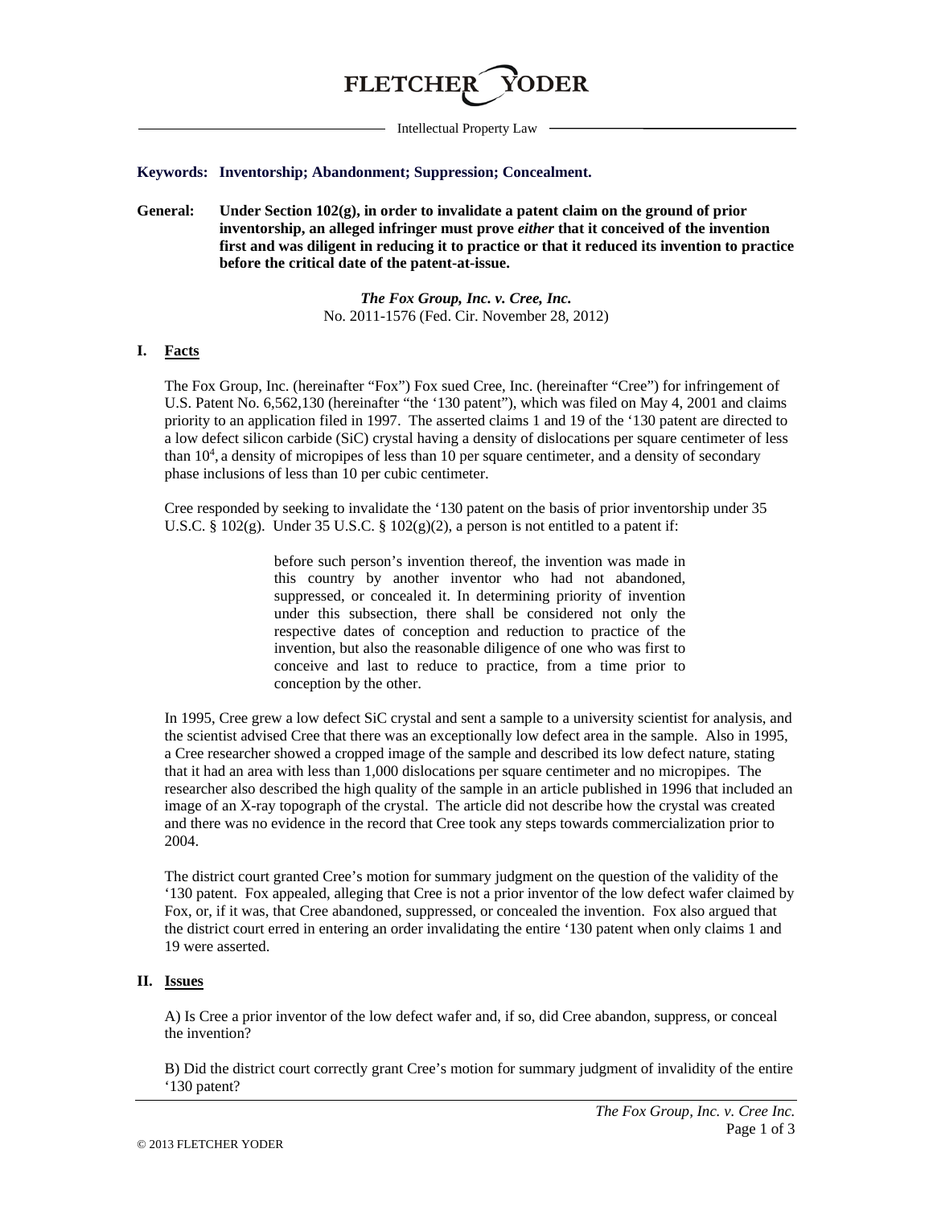# FLETCHER YODER

Intellectual Property Law

**Keywords: Inventorship; Abandonment; Suppression; Concealment.**

**General: Under Section 102(g), in order to invalidate a patent claim on the ground of prior inventorship, an alleged infringer must prove *either* that it conceived of the invention first and was diligent in reducing it to practice or that it reduced its invention to practice before the critical date of the patent-at-issue.**

***The Fox Group, Inc. v. Cree, Inc.***
No. 2011-1576 (Fed. Cir. November 28, 2012)

## I. Facts

The Fox Group, Inc. (hereinafter "Fox") Fox sued Cree, Inc. (hereinafter "Cree") for infringement of U.S. Patent No. 6,562,130 (hereinafter "the '130 patent"), which was filed on May 4, 2001 and claims priority to an application filed in 1997. The asserted claims 1 and 19 of the '130 patent are directed to a low defect silicon carbide (SiC) crystal having a density of dislocations per square centimeter of less than $10^4$, a density of micropipes of less than 10 per square centimeter, and a density of secondary phase inclusions of less than 10 per cubic centimeter.

Cree responded by seeking to invalidate the '130 patent on the basis of prior inventorship under 35 U.S.C. § 102(g). Under 35 U.S.C. § 102(g)(2), a person is not entitled to a patent if:

> before such person's invention thereof, the invention was made in this country by another inventor who had not abandoned, suppressed, or concealed it. In determining priority of invention under this subsection, there shall be considered not only the respective dates of conception and reduction to practice of the invention, but also the reasonable diligence of one who was first to conceive and last to reduce to practice, from a time prior to conception by the other.

In 1995, Cree grew a low defect SiC crystal and sent a sample to a university scientist for analysis, and the scientist advised Cree that there was an exceptionally low defect area in the sample. Also in 1995, a Cree researcher showed a cropped image of the sample and described its low defect nature, stating that it had an area with less than 1,000 dislocations per square centimeter and no micropipes. The researcher also described the high quality of the sample in an article published in 1996 that included an image of an X-ray topograph of the crystal. The article did not describe how the crystal was created and there was no evidence in the record that Cree took any steps towards commercialization prior to 2004.

The district court granted Cree's motion for summary judgment on the question of the validity of the '130 patent. Fox appealed, alleging that Cree is not a prior inventor of the low defect wafer claimed by Fox, or, if it was, that Cree abandoned, suppressed, or concealed the invention. Fox also argued that the district court erred in entering an order invalidating the entire '130 patent when only claims 1 and 19 were asserted.

## II. Issues

A) Is Cree a prior inventor of the low defect wafer and, if so, did Cree abandon, suppress, or conceal the invention?

B) Did the district court correctly grant Cree's motion for summary judgment of invalidity of the entire '130 patent?

© 2013 FLETCHER YODER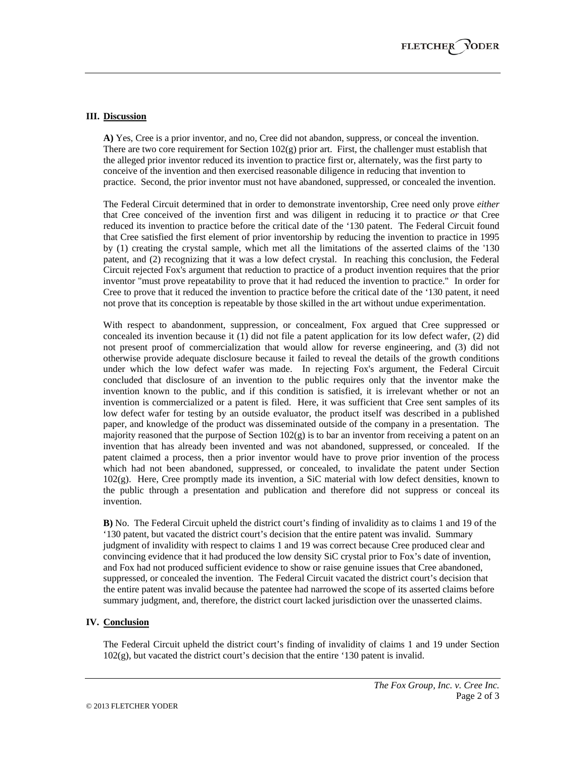## III. Discussion

**A)** Yes, Cree is a prior inventor, and no, Cree did not abandon, suppress, or conceal the invention. There are two core requirement for Section 102(g) prior art. First, the challenger must establish that the alleged prior inventor reduced its invention to practice first or, alternately, was the first party to conceive of the invention and then exercised reasonable diligence in reducing that invention to practice. Second, the prior inventor must not have abandoned, suppressed, or concealed the invention.

The Federal Circuit determined that in order to demonstrate inventorship, Cree need only prove *either* that Cree conceived of the invention first and was diligent in reducing it to practice *or* that Cree reduced its invention to practice before the critical date of the '130 patent. The Federal Circuit found that Cree satisfied the first element of prior inventorship by reducing the invention to practice in 1995 by (1) creating the crystal sample, which met all the limitations of the asserted claims of the '130 patent, and (2) recognizing that it was a low defect crystal. In reaching this conclusion, the Federal Circuit rejected Fox's argument that reduction to practice of a product invention requires that the prior inventor "must prove repeatability to prove that it had reduced the invention to practice." In order for Cree to prove that it reduced the invention to practice before the critical date of the '130 patent, it need not prove that its conception is repeatable by those skilled in the art without undue experimentation.

With respect to abandonment, suppression, or concealment, Fox argued that Cree suppressed or concealed its invention because it (1) did not file a patent application for its low defect wafer, (2) did not present proof of commercialization that would allow for reverse engineering, and (3) did not otherwise provide adequate disclosure because it failed to reveal the details of the growth conditions under which the low defect wafer was made. In rejecting Fox's argument, the Federal Circuit concluded that disclosure of an invention to the public requires only that the inventor make the invention known to the public, and if this condition is satisfied, it is irrelevant whether or not an invention is commercialized or a patent is filed. Here, it was sufficient that Cree sent samples of its low defect wafer for testing by an outside evaluator, the product itself was described in a published paper, and knowledge of the product was disseminated outside of the company in a presentation. The majority reasoned that the purpose of Section 102(g) is to bar an inventor from receiving a patent on an invention that has already been invented and was not abandoned, suppressed, or concealed. If the patent claimed a process, then a prior inventor would have to prove prior invention of the process which had not been abandoned, suppressed, or concealed, to invalidate the patent under Section 102(g). Here, Cree promptly made its invention, a SiC material with low defect densities, known to the public through a presentation and publication and therefore did not suppress or conceal its invention.

**B)** No. The Federal Circuit upheld the district court's finding of invalidity as to claims 1 and 19 of the '130 patent, but vacated the district court's decision that the entire patent was invalid. Summary judgment of invalidity with respect to claims 1 and 19 was correct because Cree produced clear and convincing evidence that it had produced the low density SiC crystal prior to Fox's date of invention, and Fox had not produced sufficient evidence to show or raise genuine issues that Cree abandoned, suppressed, or concealed the invention. The Federal Circuit vacated the district court's decision that the entire patent was invalid because the patentee had narrowed the scope of its asserted claims before summary judgment, and, therefore, the district court lacked jurisdiction over the unasserted claims.

## IV. Conclusion

The Federal Circuit upheld the district court's finding of invalidity of claims 1 and 19 under Section 102(g), but vacated the district court's decision that the entire '130 patent is invalid.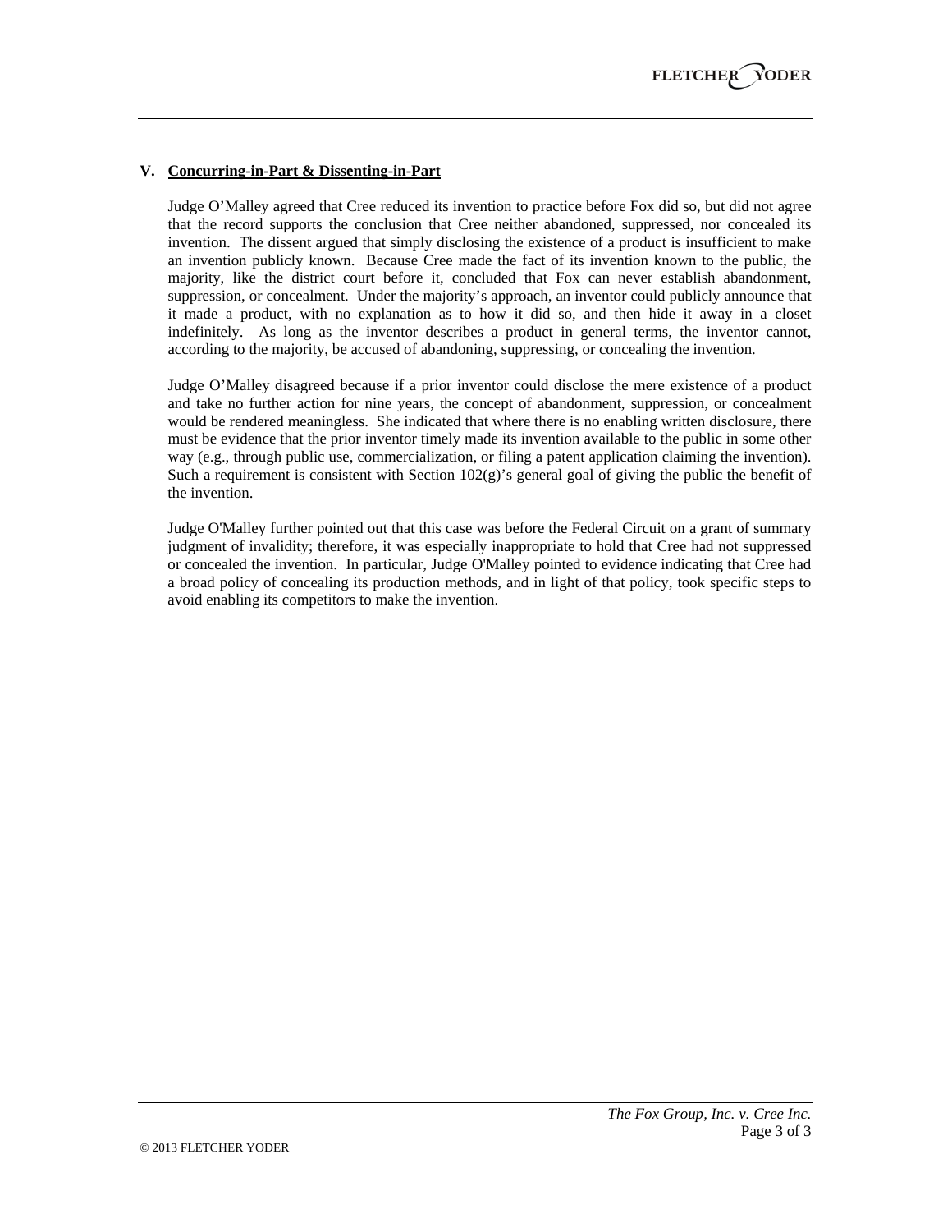## V. Concurring-in-Part & Dissenting-in-Part

Judge O'Malley agreed that Cree reduced its invention to practice before Fox did so, but did not agree that the record supports the conclusion that Cree neither abandoned, suppressed, nor concealed its invention. The dissent argued that simply disclosing the existence of a product is insufficient to make an invention publicly known. Because Cree made the fact of its invention known to the public, the majority, like the district court before it, concluded that Fox can never establish abandonment, suppression, or concealment. Under the majority's approach, an inventor could publicly announce that it made a product, with no explanation as to how it did so, and then hide it away in a closet indefinitely. As long as the inventor describes a product in general terms, the inventor cannot, according to the majority, be accused of abandoning, suppressing, or concealing the invention.

Judge O'Malley disagreed because if a prior inventor could disclose the mere existence of a product and take no further action for nine years, the concept of abandonment, suppression, or concealment would be rendered meaningless. She indicated that where there is no enabling written disclosure, there must be evidence that the prior inventor timely made its invention available to the public in some other way (e.g., through public use, commercialization, or filing a patent application claiming the invention). Such a requirement is consistent with Section 102(g)'s general goal of giving the public the benefit of the invention.

Judge O'Malley further pointed out that this case was before the Federal Circuit on a grant of summary judgment of invalidity; therefore, it was especially inappropriate to hold that Cree had not suppressed or concealed the invention. In particular, Judge O'Malley pointed to evidence indicating that Cree had a broad policy of concealing its production methods, and in light of that policy, took specific steps to avoid enabling its competitors to make the invention.